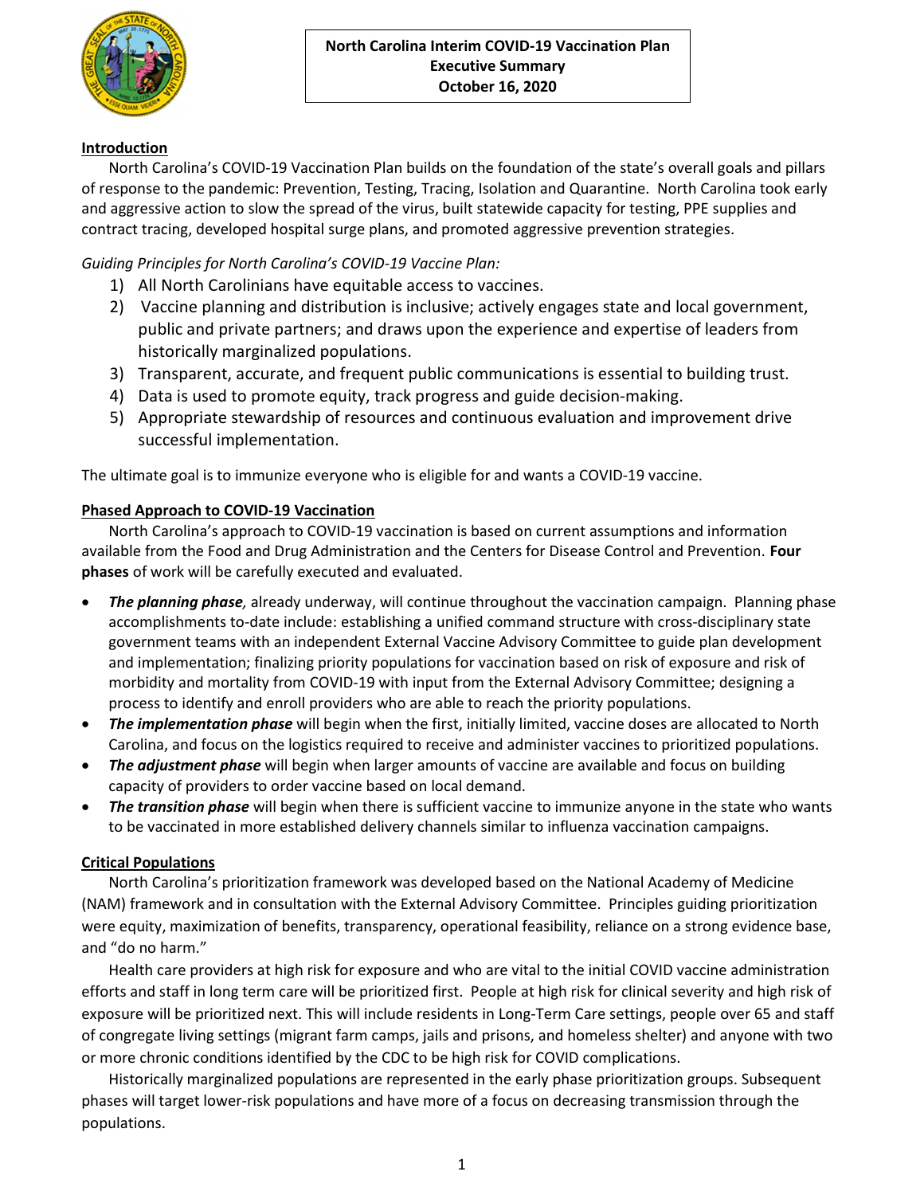# North Carolina Interim COVID-19 Vaccination Plan
## Executive Summary
### October 16, 2020

## Introduction

North Carolina's COVID-19 Vaccination Plan builds on the foundation of the state's overall goals and pillars of response to the pandemic: Prevention, Testing, Tracing, Isolation and Quarantine. North Carolina took early and aggressive action to slow the spread of the virus, built statewide capacity for testing, PPE supplies and contract tracing, developed hospital surge plans, and promoted aggressive prevention strategies.

*Guiding Principles for North Carolina's COVID-19 Vaccine Plan:*

1) All North Carolinians have equitable access to vaccines.
2) Vaccine planning and distribution is inclusive; actively engages state and local government, public and private partners; and draws upon the experience and expertise of leaders from historically marginalized populations.
3) Transparent, accurate, and frequent public communications is essential to building trust.
4) Data is used to promote equity, track progress and guide decision-making.
5) Appropriate stewardship of resources and continuous evaluation and improvement drive successful implementation.

The ultimate goal is to immunize everyone who is eligible for and wants a COVID-19 vaccine.

## Phased Approach to COVID-19 Vaccination

North Carolina's approach to COVID-19 vaccination is based on current assumptions and information available from the Food and Drug Administration and the Centers for Disease Control and Prevention. **Four phases** of work will be carefully executed and evaluated.

- ***The planning phase,*** already underway, will continue throughout the vaccination campaign. Planning phase accomplishments to-date include: establishing a unified command structure with cross-disciplinary state government teams with an independent External Vaccine Advisory Committee to guide plan development and implementation; finalizing priority populations for vaccination based on risk of exposure and risk of morbidity and mortality from COVID-19 with input from the External Advisory Committee; designing a process to identify and enroll providers who are able to reach the priority populations.
- ***The implementation phase*** will begin when the first, initially limited, vaccine doses are allocated to North Carolina, and focus on the logistics required to receive and administer vaccines to prioritized populations.
- ***The adjustment phase*** will begin when larger amounts of vaccine are available and focus on building capacity of providers to order vaccine based on local demand.
- ***The transition phase*** will begin when there is sufficient vaccine to immunize anyone in the state who wants to be vaccinated in more established delivery channels similar to influenza vaccination campaigns.

## Critical Populations

North Carolina's prioritization framework was developed based on the National Academy of Medicine (NAM) framework and in consultation with the External Advisory Committee. Principles guiding prioritization were equity, maximization of benefits, transparency, operational feasibility, reliance on a strong evidence base, and "do no harm."

Health care providers at high risk for exposure and who are vital to the initial COVID vaccine administration efforts and staff in long term care will be prioritized first. People at high risk for clinical severity and high risk of exposure will be prioritized next. This will include residents in Long-Term Care settings, people over 65 and staff of congregate living settings (migrant farm camps, jails and prisons, and homeless shelter) and anyone with two or more chronic conditions identified by the CDC to be high risk for COVID complications.

Historically marginalized populations are represented in the early phase prioritization groups. Subsequent phases will target lower-risk populations and have more of a focus on decreasing transmission through the populations.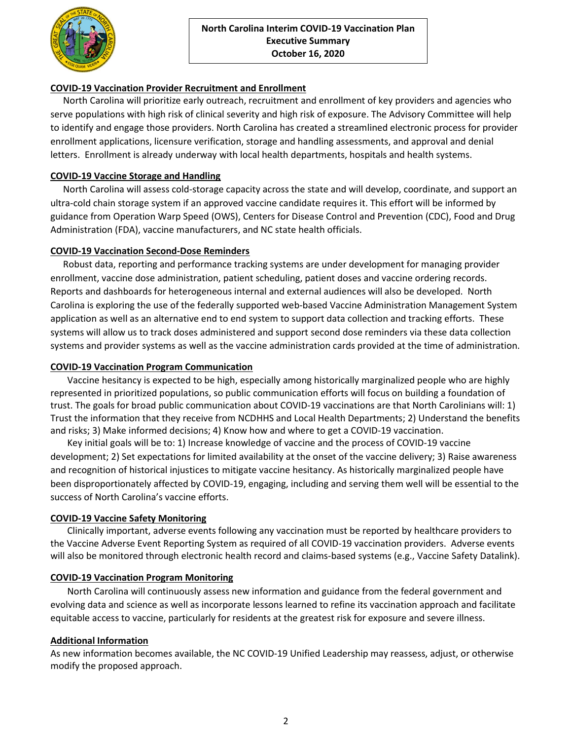**North Carolina Interim COVID-19 Vaccination Plan**
**Executive Summary**
**October 16, 2020**

## COVID-19 Vaccination Provider Recruitment and Enrollment

North Carolina will prioritize early outreach, recruitment and enrollment of key providers and agencies who serve populations with high risk of clinical severity and high risk of exposure. The Advisory Committee will help to identify and engage those providers. North Carolina has created a streamlined electronic process for provider enrollment applications, licensure verification, storage and handling assessments, and approval and denial letters. Enrollment is already underway with local health departments, hospitals and health systems.

## COVID-19 Vaccine Storage and Handling

North Carolina will assess cold-storage capacity across the state and will develop, coordinate, and support an ultra-cold chain storage system if an approved vaccine candidate requires it. This effort will be informed by guidance from Operation Warp Speed (OWS), Centers for Disease Control and Prevention (CDC), Food and Drug Administration (FDA), vaccine manufacturers, and NC state health officials.

## COVID-19 Vaccination Second-Dose Reminders

Robust data, reporting and performance tracking systems are under development for managing provider enrollment, vaccine dose administration, patient scheduling, patient doses and vaccine ordering records. Reports and dashboards for heterogeneous internal and external audiences will also be developed. North Carolina is exploring the use of the federally supported web-based Vaccine Administration Management System application as well as an alternative end to end system to support data collection and tracking efforts. These systems will allow us to track doses administered and support second dose reminders via these data collection systems and provider systems as well as the vaccine administration cards provided at the time of administration.

## COVID-19 Vaccination Program Communication

Vaccine hesitancy is expected to be high, especially among historically marginalized people who are highly represented in prioritized populations, so public communication efforts will focus on building a foundation of trust. The goals for broad public communication about COVID-19 vaccinations are that North Carolinians will: 1) Trust the information that they receive from NCDHHS and Local Health Departments; 2) Understand the benefits and risks; 3) Make informed decisions; 4) Know how and where to get a COVID-19 vaccination.

Key initial goals will be to: 1) Increase knowledge of vaccine and the process of COVID-19 vaccine development; 2) Set expectations for limited availability at the onset of the vaccine delivery; 3) Raise awareness and recognition of historical injustices to mitigate vaccine hesitancy. As historically marginalized people have been disproportionately affected by COVID-19, engaging, including and serving them well will be essential to the success of North Carolina's vaccine efforts.

## COVID-19 Vaccine Safety Monitoring

Clinically important, adverse events following any vaccination must be reported by healthcare providers to the Vaccine Adverse Event Reporting System as required of all COVID-19 vaccination providers. Adverse events will also be monitored through electronic health record and claims-based systems (e.g., Vaccine Safety Datalink).

## COVID-19 Vaccination Program Monitoring

North Carolina will continuously assess new information and guidance from the federal government and evolving data and science as well as incorporate lessons learned to refine its vaccination approach and facilitate equitable access to vaccine, particularly for residents at the greatest risk for exposure and severe illness.

## Additional Information

As new information becomes available, the NC COVID-19 Unified Leadership may reassess, adjust, or otherwise modify the proposed approach.